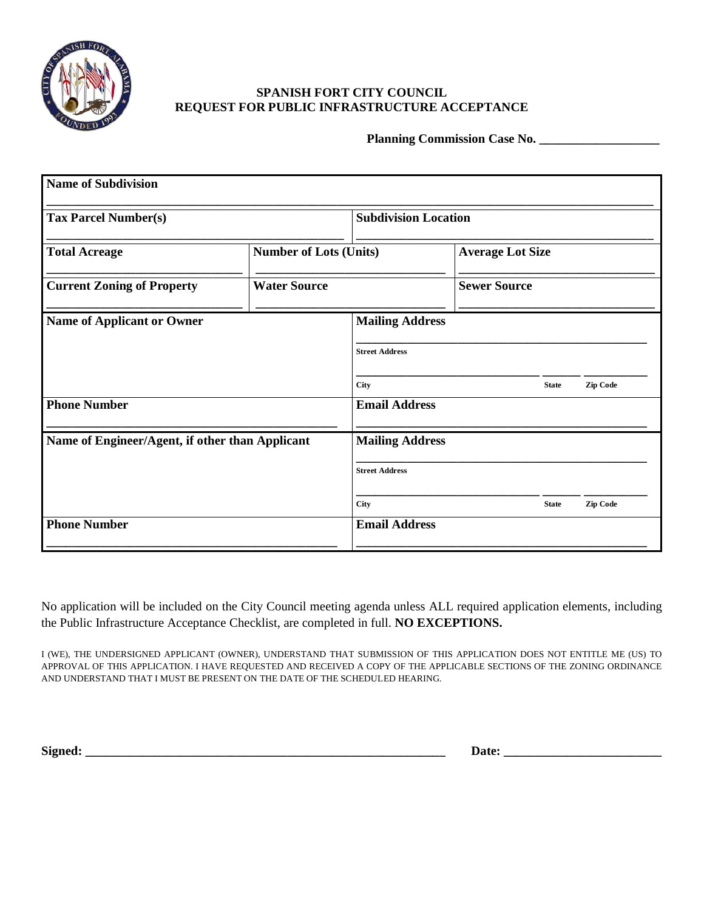**SPANISH FORT CITY COUNCIL**
**REQUEST FOR PUBLIC INFRASTRUCTURE ACCEPTANCE**

**Planning Commission Case No. ___________________**

| | | | |
|---|---|---|---|
| **Name of Subdivision** | | | |
| **Tax Parcel Number(s)** | | **Subdivision Location** | |
| **Total Acreage** | **Number of Lots (Units)** | | **Average Lot Size** |
| **Current Zoning of Property** | **Water Source** | | **Sewer Source** |
| **Name of Applicant or Owner** | | **Mailing Address**<br>Street Address<br>City State Zip Code | |
| **Phone Number** | | **Email Address** | |
| **Name of Engineer/Agent, if other than Applicant** | | **Mailing Address**<br>Street Address<br>City State Zip Code | |
| **Phone Number** | | **Email Address** | |

No application will be included on the City Council meeting agenda unless ALL required application elements, including the Public Infrastructure Acceptance Checklist, are completed in full. **NO EXCEPTIONS.**

I (WE), THE UNDERSIGNED APPLICANT (OWNER), UNDERSTAND THAT SUBMISSION OF THIS APPLICATION DOES NOT ENTITLE ME (US) TO APPROVAL OF THIS APPLICATION. I HAVE REQUESTED AND RECEIVED A COPY OF THE APPLICABLE SECTIONS OF THE ZONING ORDINANCE AND UNDERSTAND THAT I MUST BE PRESENT ON THE DATE OF THE SCHEDULED HEARING.

**Signed: ____________________________________________** **Date: _________________________**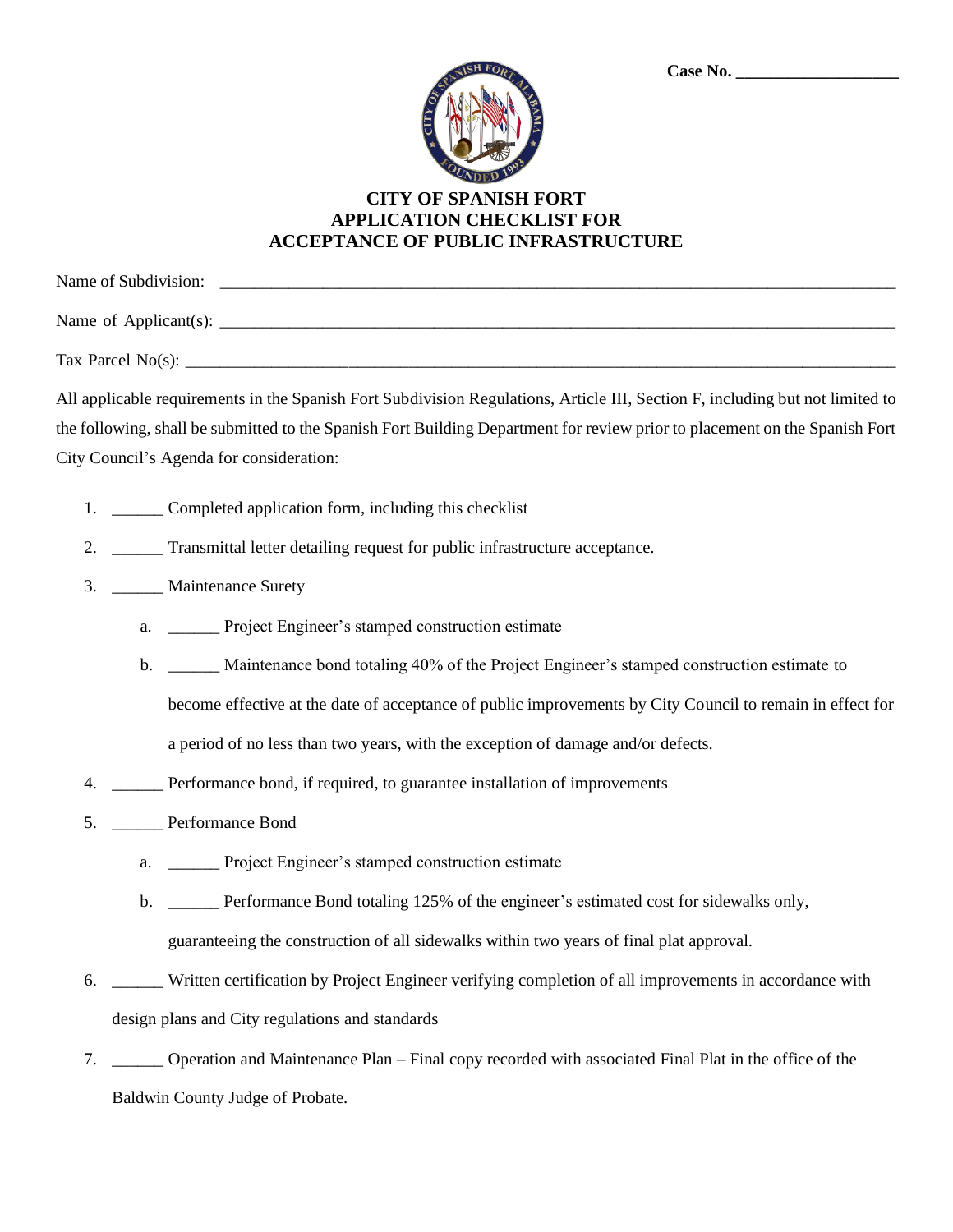**Case No. ___________________**

# CITY OF SPANISH FORT
## APPLICATION CHECKLIST FOR
## ACCEPTANCE OF PUBLIC INFRASTRUCTURE

Name of Subdivision: ______________________________________________________________________

Name of Applicant(s): ______________________________________________________________________

Tax Parcel No(s): _________________________________________________________________________

All applicable requirements in the Spanish Fort Subdivision Regulations, Article III, Section F, including but not limited to the following, shall be submitted to the Spanish Fort Building Department for review prior to placement on the Spanish Fort City Council's Agenda for consideration:

1. ______ Completed application form, including this checklist
2. ______ Transmittal letter detailing request for public infrastructure acceptance.
3. ______ Maintenance Surety
   a. ______ Project Engineer's stamped construction estimate
   b. ______ Maintenance bond totaling 40% of the Project Engineer's stamped construction estimate to become effective at the date of acceptance of public improvements by City Council to remain in effect for a period of no less than two years, with the exception of damage and/or defects.
4. ______ Performance bond, if required, to guarantee installation of improvements
5. ______ Performance Bond
   a. ______ Project Engineer's stamped construction estimate
   b. ______ Performance Bond totaling 125% of the engineer's estimated cost for sidewalks only, guaranteeing the construction of all sidewalks within two years of final plat approval.
6. ______ Written certification by Project Engineer verifying completion of all improvements in accordance with design plans and City regulations and standards
7. ______ Operation and Maintenance Plan – Final copy recorded with associated Final Plat in the office of the Baldwin County Judge of Probate.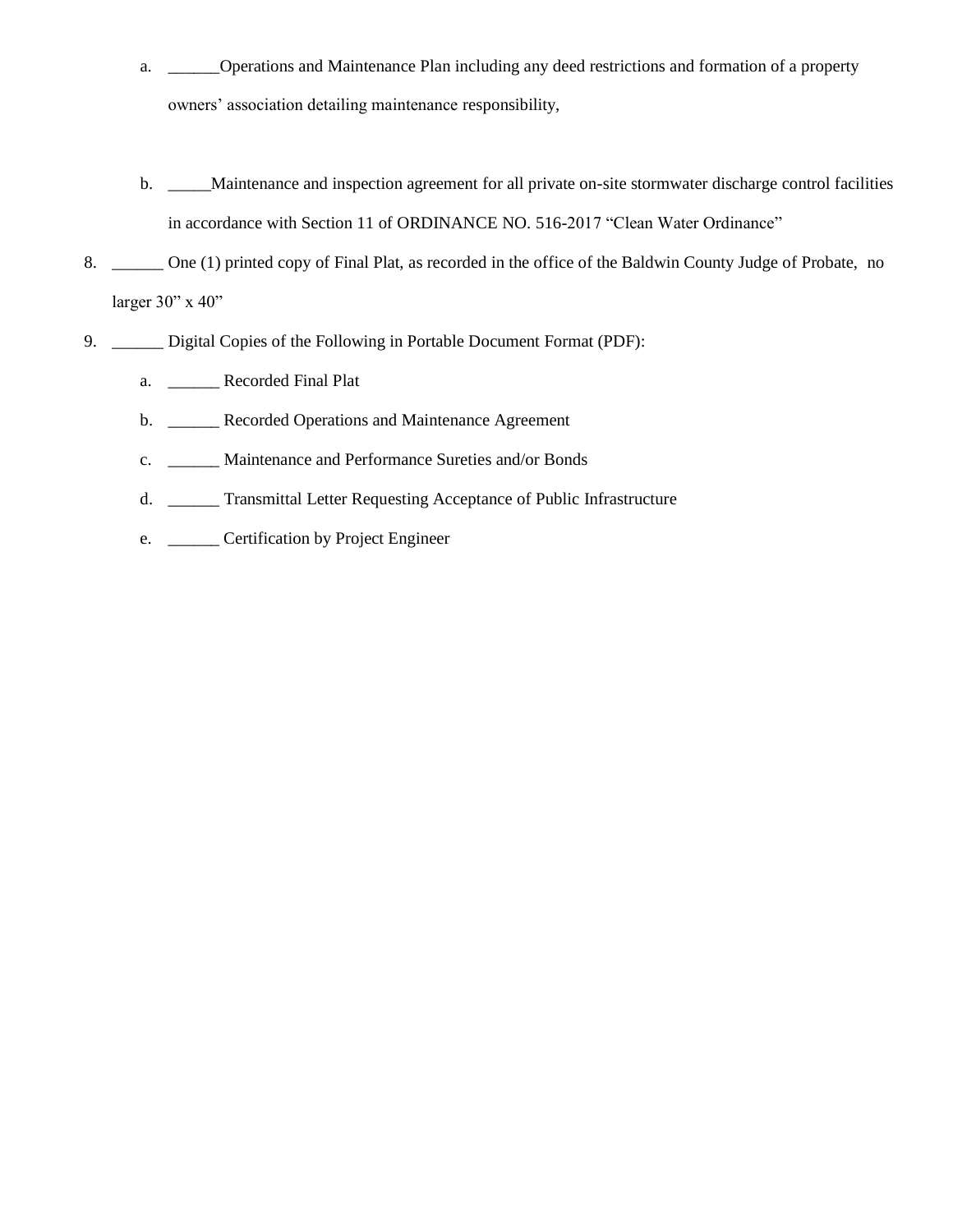a. ______Operations and Maintenance Plan including any deed restrictions and formation of a property owners' association detailing maintenance responsibility,

b. _____Maintenance and inspection agreement for all private on-site stormwater discharge control facilities in accordance with Section 11 of ORDINANCE NO. 516-2017 "Clean Water Ordinance"

8. ______ One (1) printed copy of Final Plat, as recorded in the office of the Baldwin County Judge of Probate, no larger 30" x 40"

9. ______ Digital Copies of the Following in Portable Document Format (PDF):

   a. ______ Recorded Final Plat

   b. ______ Recorded Operations and Maintenance Agreement

   c. ______ Maintenance and Performance Sureties and/or Bonds

   d. ______ Transmittal Letter Requesting Acceptance of Public Infrastructure

   e. ______ Certification by Project Engineer